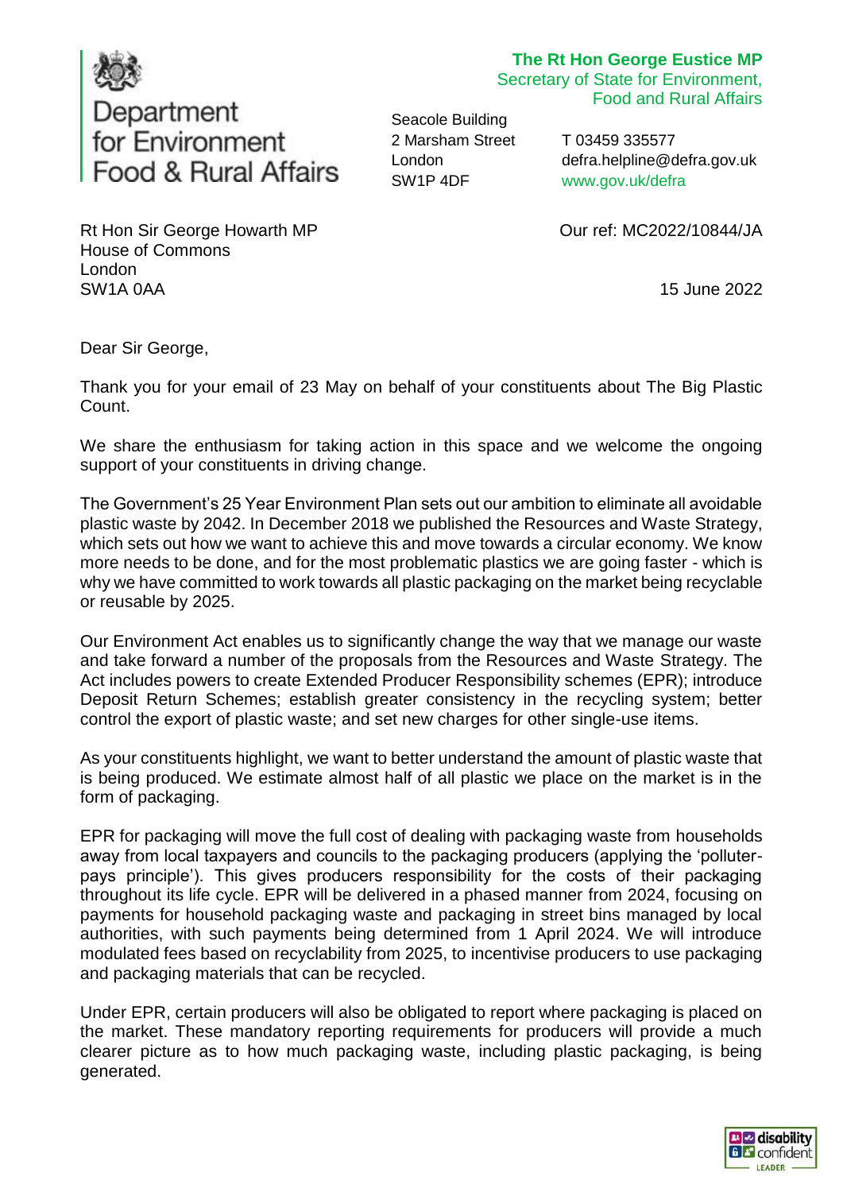Department for Environment Food & Rural Affairs

**The Rt Hon George Eustice MP**
Secretary of State for Environment, Food and Rural Affairs

Seacole Building
2 Marsham Street
London
SW1P 4DF

T 03459 335577
defra.helpline@defra.gov.uk
www.gov.uk/defra

Rt Hon Sir George Howarth MP
House of Commons
London
SW1A 0AA

Our ref: MC2022/10844/JA

15 June 2022

Dear Sir George,

Thank you for your email of 23 May on behalf of your constituents about The Big Plastic Count.

We share the enthusiasm for taking action in this space and we welcome the ongoing support of your constituents in driving change.

The Government's 25 Year Environment Plan sets out our ambition to eliminate all avoidable plastic waste by 2042. In December 2018 we published the Resources and Waste Strategy, which sets out how we want to achieve this and move towards a circular economy. We know more needs to be done, and for the most problematic plastics we are going faster - which is why we have committed to work towards all plastic packaging on the market being recyclable or reusable by 2025.

Our Environment Act enables us to significantly change the way that we manage our waste and take forward a number of the proposals from the Resources and Waste Strategy. The Act includes powers to create Extended Producer Responsibility schemes (EPR); introduce Deposit Return Schemes; establish greater consistency in the recycling system; better control the export of plastic waste; and set new charges for other single-use items.

As your constituents highlight, we want to better understand the amount of plastic waste that is being produced. We estimate almost half of all plastic we place on the market is in the form of packaging.

EPR for packaging will move the full cost of dealing with packaging waste from households away from local taxpayers and councils to the packaging producers (applying the 'polluter-pays principle'). This gives producers responsibility for the costs of their packaging throughout its life cycle. EPR will be delivered in a phased manner from 2024, focusing on payments for household packaging waste and packaging in street bins managed by local authorities, with such payments being determined from 1 April 2024. We will introduce modulated fees based on recyclability from 2025, to incentivise producers to use packaging and packaging materials that can be recycled.

Under EPR, certain producers will also be obligated to report where packaging is placed on the market. These mandatory reporting requirements for producers will provide a much clearer picture as to how much packaging waste, including plastic packaging, is being generated.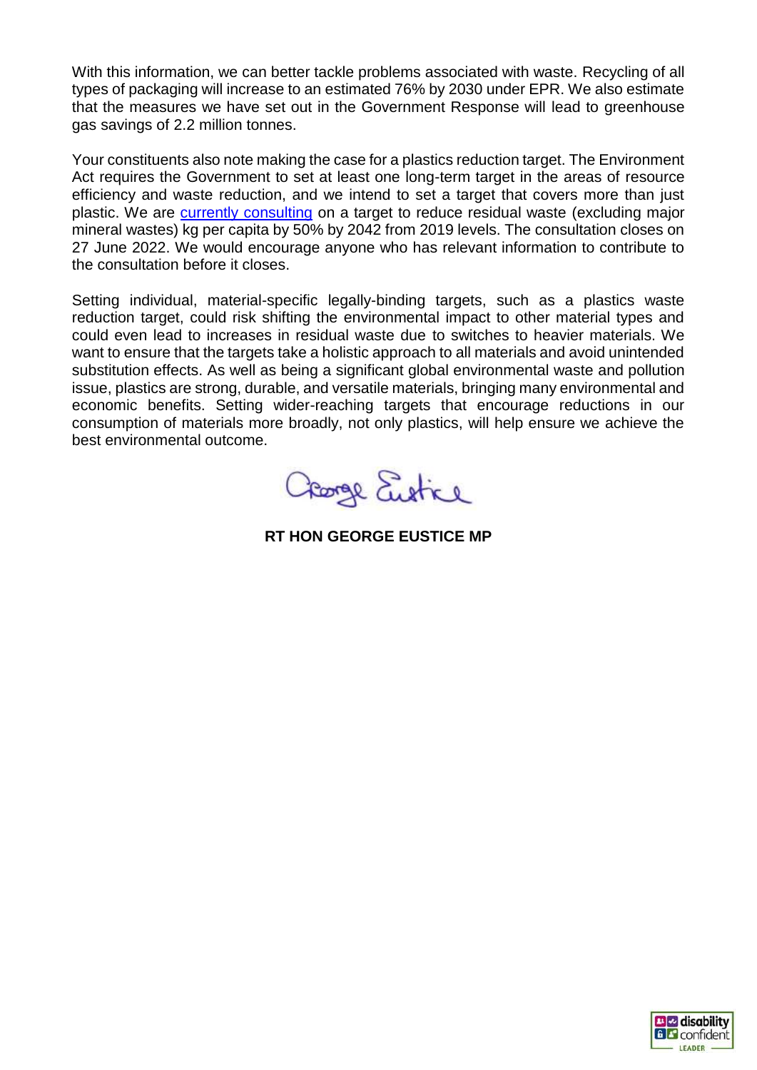With this information, we can better tackle problems associated with waste. Recycling of all types of packaging will increase to an estimated 76% by 2030 under EPR. We also estimate that the measures we have set out in the Government Response will lead to greenhouse gas savings of 2.2 million tonnes.

Your constituents also note making the case for a plastics reduction target. The Environment Act requires the Government to set at least one long-term target in the areas of resource efficiency and waste reduction, and we intend to set a target that covers more than just plastic. We are currently consulting on a target to reduce residual waste (excluding major mineral wastes) kg per capita by 50% by 2042 from 2019 levels. The consultation closes on 27 June 2022. We would encourage anyone who has relevant information to contribute to the consultation before it closes.

Setting individual, material-specific legally-binding targets, such as a plastics waste reduction target, could risk shifting the environmental impact to other material types and could even lead to increases in residual waste due to switches to heavier materials. We want to ensure that the targets take a holistic approach to all materials and avoid unintended substitution effects. As well as being a significant global environmental waste and pollution issue, plastics are strong, durable, and versatile materials, bringing many environmental and economic benefits. Setting wider-reaching targets that encourage reductions in our consumption of materials more broadly, not only plastics, will help ensure we achieve the best environmental outcome.

George Eustice

**RT HON GEORGE EUSTICE MP**